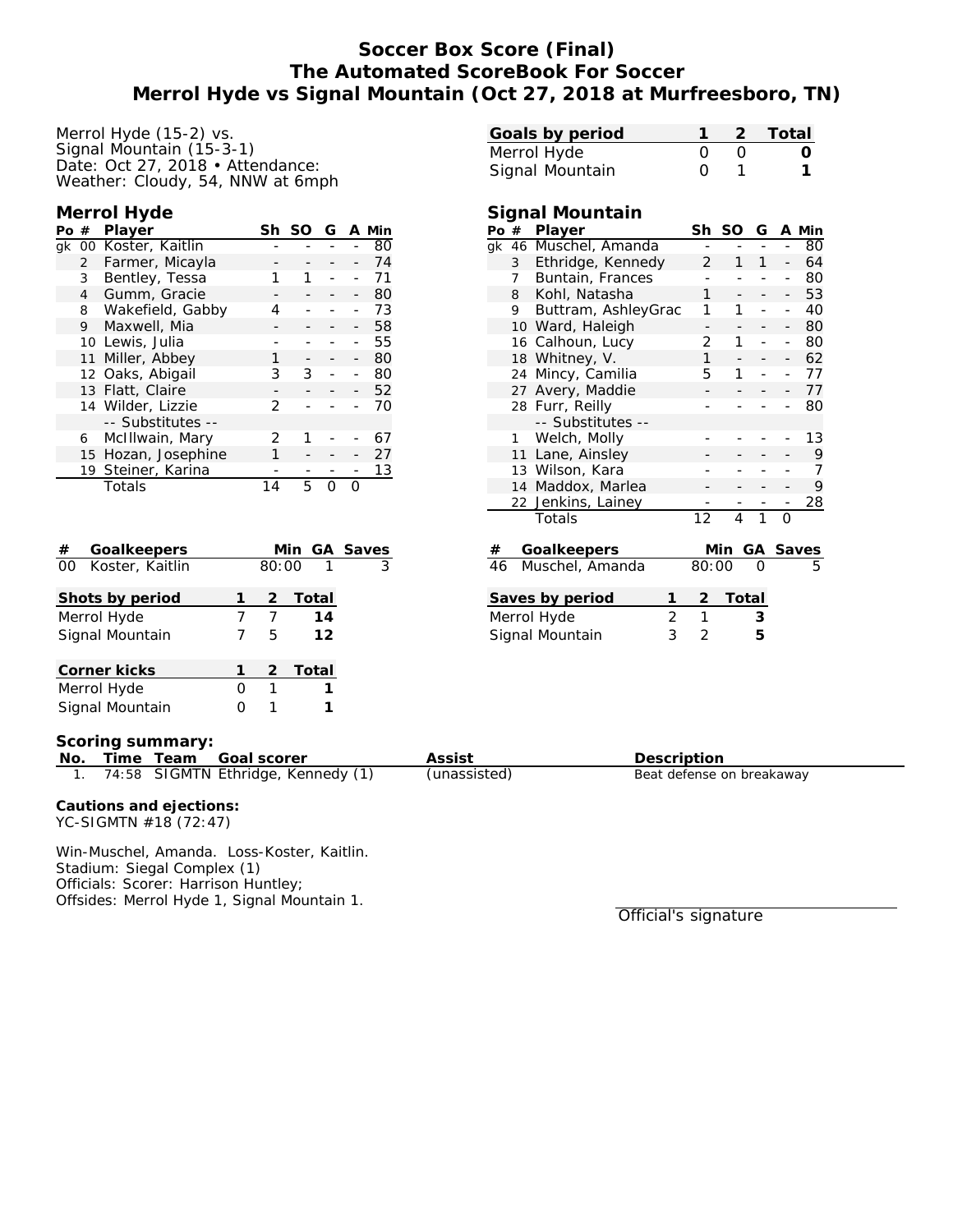# Soccer Box Score (Final)
# The Automated ScoreBook For Soccer
# Merrol Hyde vs Signal Mountain (Oct 27, 2018 at Murfreesboro, TN)

Merrol Hyde (15-2) vs.
Signal Mountain (15-3-1)
Date: Oct 27, 2018 • Attendance:
Weather: Cloudy, 54, NNW at 6mph

| Goals by period | 1 | 2 | Total |
|---|---|---|---|
| Merrol Hyde | 0 | 0 | **0** |
| Signal Mountain | 0 | 1 | **1** |

## Merrol Hyde

| Po | # | Player | Sh | SO | G | A | Min |
|---|---|---|---|---|---|---|---|
| gk | 00 | Koster, Kaitlin | - | - | - | - | 80 |
| | 2 | Farmer, Micayla | - | - | - | - | 74 |
| | 3 | Bentley, Tessa | 1 | 1 | - | - | 71 |
| | 4 | Gumm, Gracie | - | - | - | - | 80 |
| | 8 | Wakefield, Gabby | 4 | - | - | - | 73 |
| | 9 | Maxwell, Mia | - | - | - | - | 58 |
| | 10 | Lewis, Julia | - | - | - | - | 55 |
| | 11 | Miller, Abbey | 1 | - | - | - | 80 |
| | 12 | Oaks, Abigail | 3 | 3 | - | - | 80 |
| | 13 | Flatt, Claire | - | - | - | - | 52 |
| | 14 | Wilder, Lizzie | 2 | - | - | - | 70 |
| | | -- Substitutes -- | | | | | |
| | 6 | McIllwain, Mary | 2 | 1 | - | - | 67 |
| | 15 | Hozan, Josephine | 1 | - | - | - | 27 |
| | 19 | Steiner, Karina | - | - | - | - | 13 |
| | | Totals | 14 | 5 | 0 | 0 | |

## Signal Mountain

| Po | # | Player | Sh | SO | G | A | Min |
|---|---|---|---|---|---|---|---|
| gk | 46 | Muschel, Amanda | - | - | - | - | 80 |
| | 3 | Ethridge, Kennedy | 2 | 1 | 1 | - | 64 |
| | 7 | Buntain, Frances | - | - | - | - | 80 |
| | 8 | Kohl, Natasha | 1 | - | - | - | 53 |
| | 9 | Buttram, AshleyGrac | 1 | 1 | - | - | 40 |
| | 10 | Ward, Haleigh | - | - | - | - | 80 |
| | 16 | Calhoun, Lucy | 2 | 1 | - | - | 80 |
| | 18 | Whitney, V. | 1 | - | - | - | 62 |
| | 24 | Mincy, Camilia | 5 | 1 | - | - | 77 |
| | 27 | Avery, Maddie | - | - | - | - | 77 |
| | 28 | Furr, Reilly | - | - | - | - | 80 |
| | | -- Substitutes -- | | | | | |
| | 1 | Welch, Molly | - | - | - | - | 13 |
| | 11 | Lane, Ainsley | - | - | - | - | 9 |
| | 13 | Wilson, Kara | - | - | - | - | 7 |
| | 14 | Maddox, Marlea | - | - | - | - | 9 |
| | 22 | Jenkins, Lainey | - | - | - | - | 28 |
| | | Totals | 12 | 4 | 1 | 0 | |

| # | Goalkeepers | Min | GA | Saves |
|---|---|---|---|---|
| 00 | Koster, Kaitlin | 80:00 | 1 | 3 |

| # | Goalkeepers | Min | GA | Saves |
|---|---|---|---|---|
| 46 | Muschel, Amanda | 80:00 | 0 | 5 |

| Shots by period | 1 | 2 | Total |
|---|---|---|---|
| Merrol Hyde | 7 | 7 | **14** |
| Signal Mountain | 7 | 5 | **12** |

| Saves by period | 1 | 2 | Total |
|---|---|---|---|
| Merrol Hyde | 2 | 1 | **3** |
| Signal Mountain | 3 | 2 | **5** |

| Corner kicks | 1 | 2 | Total |
|---|---|---|---|
| Merrol Hyde | 0 | 1 | **1** |
| Signal Mountain | 0 | 1 | **1** |

### Scoring summary:

| No. | Time | Team | Goal scorer | Assist | Description |
|---|---|---|---|---|---|
| 1. | 74:58 | SIGMTN | Ethridge, Kennedy (1) | (unassisted) | Beat defense on breakaway |

**Cautions and ejections:**
YC-SIGMTN #18 (72:47)

Win-Muschel, Amanda. Loss-Koster, Kaitlin.
Stadium: Siegal Complex (1)
Officials: Scorer: Harrison Huntley;
Offsides: Merrol Hyde 1, Signal Mountain 1.

Official's signature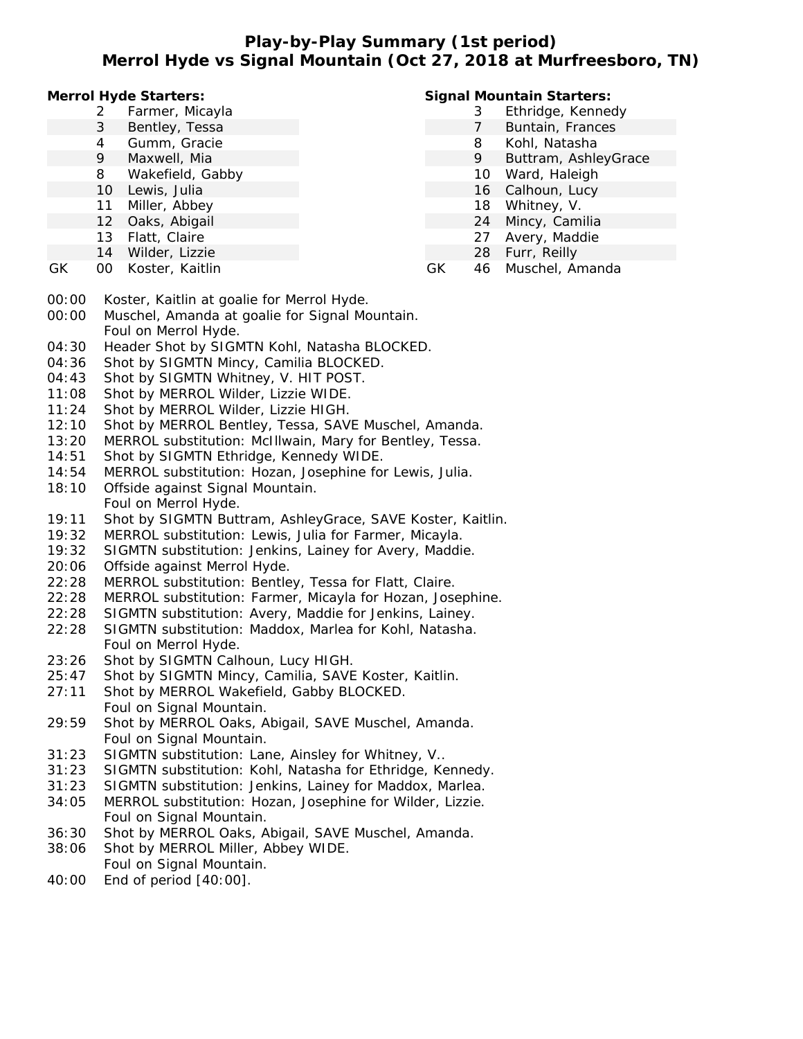# Play-by-Play Summary (1st period)
## Merrol Hyde vs Signal Mountain (Oct 27, 2018 at Murfreesboro, TN)

**Merrol Hyde Starters:**

| | # | Name |
|---|---|---|
| | 2 | Farmer, Micayla |
| | 3 | Bentley, Tessa |
| | 4 | Gumm, Gracie |
| | 9 | Maxwell, Mia |
| | 8 | Wakefield, Gabby |
| | 10 | Lewis, Julia |
| | 11 | Miller, Abbey |
| | 12 | Oaks, Abigail |
| | 13 | Flatt, Claire |
| | 14 | Wilder, Lizzie |
| GK | 00 | Koster, Kaitlin |

**Signal Mountain Starters:**

| | # | Name |
|---|---|---|
| | 3 | Ethridge, Kennedy |
| | 7 | Buntain, Frances |
| | 8 | Kohl, Natasha |
| | 9 | Buttram, AshleyGrace |
| | 10 | Ward, Haleigh |
| | 16 | Calhoun, Lucy |
| | 18 | Whitney, V. |
| | 24 | Mincy, Camilia |
| | 27 | Avery, Maddie |
| | 28 | Furr, Reilly |
| GK | 46 | Muschel, Amanda |

| Time | Play |
|---|---|
| 00:00 | Koster, Kaitlin at goalie for Merrol Hyde. |
| 00:00 | Muschel, Amanda at goalie for Signal Mountain. |
| | Foul on Merrol Hyde. |
| 04:30 | Header Shot by SIGMTN Kohl, Natasha BLOCKED. |
| 04:36 | Shot by SIGMTN Mincy, Camilia BLOCKED. |
| 04:43 | Shot by SIGMTN Whitney, V. HIT POST. |
| 11:08 | Shot by MERROL Wilder, Lizzie WIDE. |
| 11:24 | Shot by MERROL Wilder, Lizzie HIGH. |
| 12:10 | Shot by MERROL Bentley, Tessa, SAVE Muschel, Amanda. |
| 13:20 | MERROL substitution: McIllwain, Mary for Bentley, Tessa. |
| 14:51 | Shot by SIGMTN Ethridge, Kennedy WIDE. |
| 14:54 | MERROL substitution: Hozan, Josephine for Lewis, Julia. |
| 18:10 | Offside against Signal Mountain. |
| | Foul on Merrol Hyde. |
| 19:11 | Shot by SIGMTN Buttram, AshleyGrace, SAVE Koster, Kaitlin. |
| 19:32 | MERROL substitution: Lewis, Julia for Farmer, Micayla. |
| 19:32 | SIGMTN substitution: Jenkins, Lainey for Avery, Maddie. |
| 20:06 | Offside against Merrol Hyde. |
| 22:28 | MERROL substitution: Bentley, Tessa for Flatt, Claire. |
| 22:28 | MERROL substitution: Farmer, Micayla for Hozan, Josephine. |
| 22:28 | SIGMTN substitution: Avery, Maddie for Jenkins, Lainey. |
| 22:28 | SIGMTN substitution: Maddox, Marlea for Kohl, Natasha. |
| | Foul on Merrol Hyde. |
| 23:26 | Shot by SIGMTN Calhoun, Lucy HIGH. |
| 25:47 | Shot by SIGMTN Mincy, Camilia, SAVE Koster, Kaitlin. |
| 27:11 | Shot by MERROL Wakefield, Gabby BLOCKED. |
| | Foul on Signal Mountain. |
| 29:59 | Shot by MERROL Oaks, Abigail, SAVE Muschel, Amanda. |
| | Foul on Signal Mountain. |
| 31:23 | SIGMTN substitution: Lane, Ainsley for Whitney, V.. |
| 31:23 | SIGMTN substitution: Kohl, Natasha for Ethridge, Kennedy. |
| 31:23 | SIGMTN substitution: Jenkins, Lainey for Maddox, Marlea. |
| 34:05 | MERROL substitution: Hozan, Josephine for Wilder, Lizzie. |
| | Foul on Signal Mountain. |
| 36:30 | Shot by MERROL Oaks, Abigail, SAVE Muschel, Amanda. |
| 38:06 | Shot by MERROL Miller, Abbey WIDE. |
| | Foul on Signal Mountain. |
| 40:00 | End of period [40:00]. |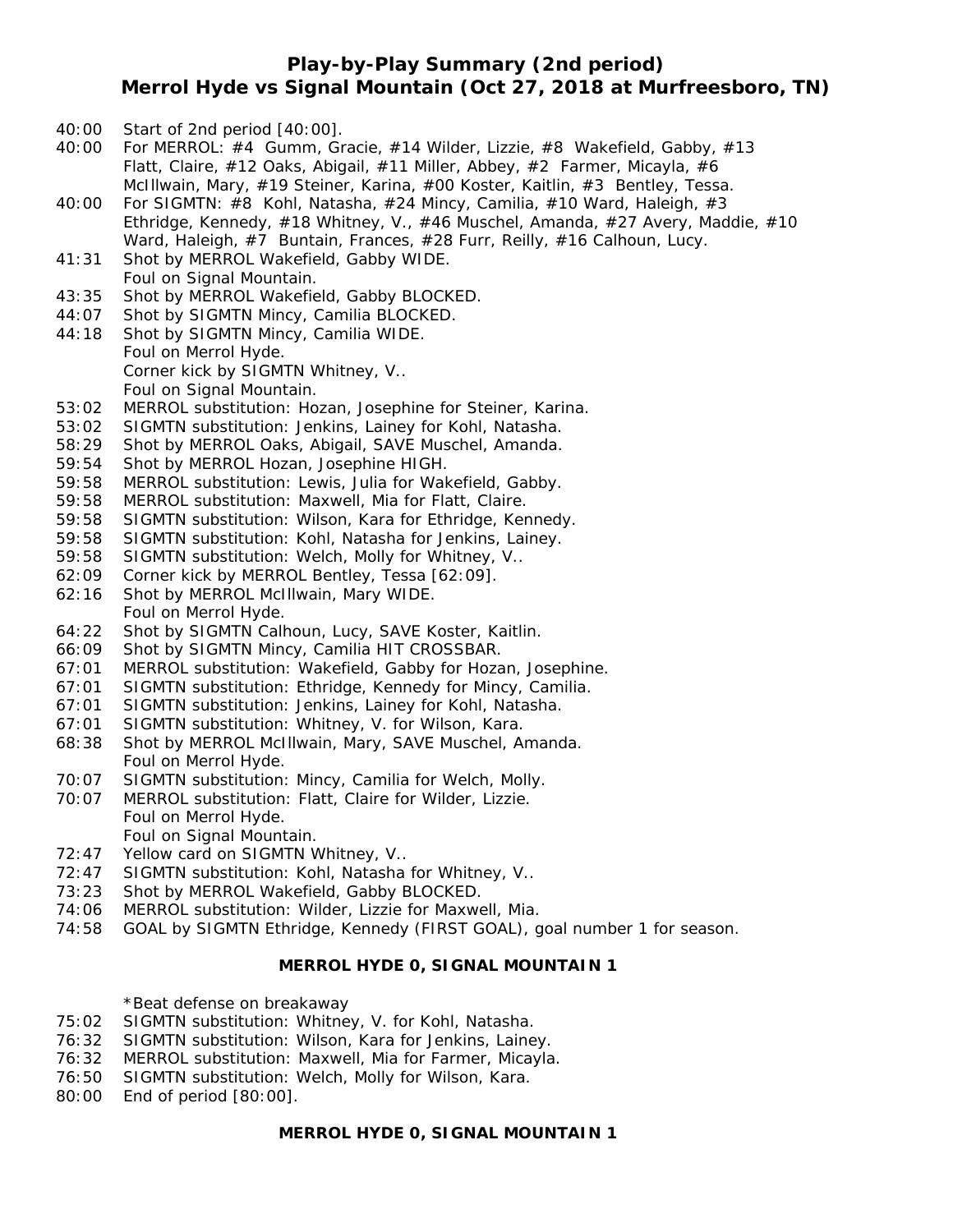# Play-by-Play Summary (2nd period)
## Merrol Hyde vs Signal Mountain (Oct 27, 2018 at Murfreesboro, TN)

40:00 Start of 2nd period [40:00].
40:00 For MERROL: #4 Gumm, Gracie, #14 Wilder, Lizzie, #8 Wakefield, Gabby, #13 Flatt, Claire, #12 Oaks, Abigail, #11 Miller, Abbey, #2 Farmer, Micayla, #6 McIllwain, Mary, #19 Steiner, Karina, #00 Koster, Kaitlin, #3 Bentley, Tessa.
40:00 For SIGMTN: #8 Kohl, Natasha, #24 Mincy, Camilia, #10 Ward, Haleigh, #3 Ethridge, Kennedy, #18 Whitney, V., #46 Muschel, Amanda, #27 Avery, Maddie, #10 Ward, Haleigh, #7 Buntain, Frances, #28 Furr, Reilly, #16 Calhoun, Lucy.
41:31 Shot by MERROL Wakefield, Gabby WIDE.
Foul on Signal Mountain.
43:35 Shot by MERROL Wakefield, Gabby BLOCKED.
44:07 Shot by SIGMTN Mincy, Camilia BLOCKED.
44:18 Shot by SIGMTN Mincy, Camilia WIDE.
Foul on Merrol Hyde.
Corner kick by SIGMTN Whitney, V..
Foul on Signal Mountain.
53:02 MERROL substitution: Hozan, Josephine for Steiner, Karina.
53:02 SIGMTN substitution: Jenkins, Lainey for Kohl, Natasha.
58:29 Shot by MERROL Oaks, Abigail, SAVE Muschel, Amanda.
59:54 Shot by MERROL Hozan, Josephine HIGH.
59:58 MERROL substitution: Lewis, Julia for Wakefield, Gabby.
59:58 MERROL substitution: Maxwell, Mia for Flatt, Claire.
59:58 SIGMTN substitution: Wilson, Kara for Ethridge, Kennedy.
59:58 SIGMTN substitution: Kohl, Natasha for Jenkins, Lainey.
59:58 SIGMTN substitution: Welch, Molly for Whitney, V..
62:09 Corner kick by MERROL Bentley, Tessa [62:09].
62:16 Shot by MERROL McIllwain, Mary WIDE.
Foul on Merrol Hyde.
64:22 Shot by SIGMTN Calhoun, Lucy, SAVE Koster, Kaitlin.
66:09 Shot by SIGMTN Mincy, Camilia HIT CROSSBAR.
67:01 MERROL substitution: Wakefield, Gabby for Hozan, Josephine.
67:01 SIGMTN substitution: Ethridge, Kennedy for Mincy, Camilia.
67:01 SIGMTN substitution: Jenkins, Lainey for Kohl, Natasha.
67:01 SIGMTN substitution: Whitney, V. for Wilson, Kara.
68:38 Shot by MERROL McIllwain, Mary, SAVE Muschel, Amanda.
Foul on Merrol Hyde.
70:07 SIGMTN substitution: Mincy, Camilia for Welch, Molly.
70:07 MERROL substitution: Flatt, Claire for Wilder, Lizzie.
Foul on Merrol Hyde.
Foul on Signal Mountain.
72:47 Yellow card on SIGMTN Whitney, V..
72:47 SIGMTN substitution: Kohl, Natasha for Whitney, V..
73:23 Shot by MERROL Wakefield, Gabby BLOCKED.
74:06 MERROL substitution: Wilder, Lizzie for Maxwell, Mia.
74:58 GOAL by SIGMTN Ethridge, Kennedy (FIRST GOAL), goal number 1 for season.

**MERROL HYDE 0, SIGNAL MOUNTAIN 1**

*Beat defense on breakaway
75:02 SIGMTN substitution: Whitney, V. for Kohl, Natasha.
76:32 SIGMTN substitution: Wilson, Kara for Jenkins, Lainey.
76:32 MERROL substitution: Maxwell, Mia for Farmer, Micayla.
76:50 SIGMTN substitution: Welch, Molly for Wilson, Kara.
80:00 End of period [80:00].

**MERROL HYDE 0, SIGNAL MOUNTAIN 1**